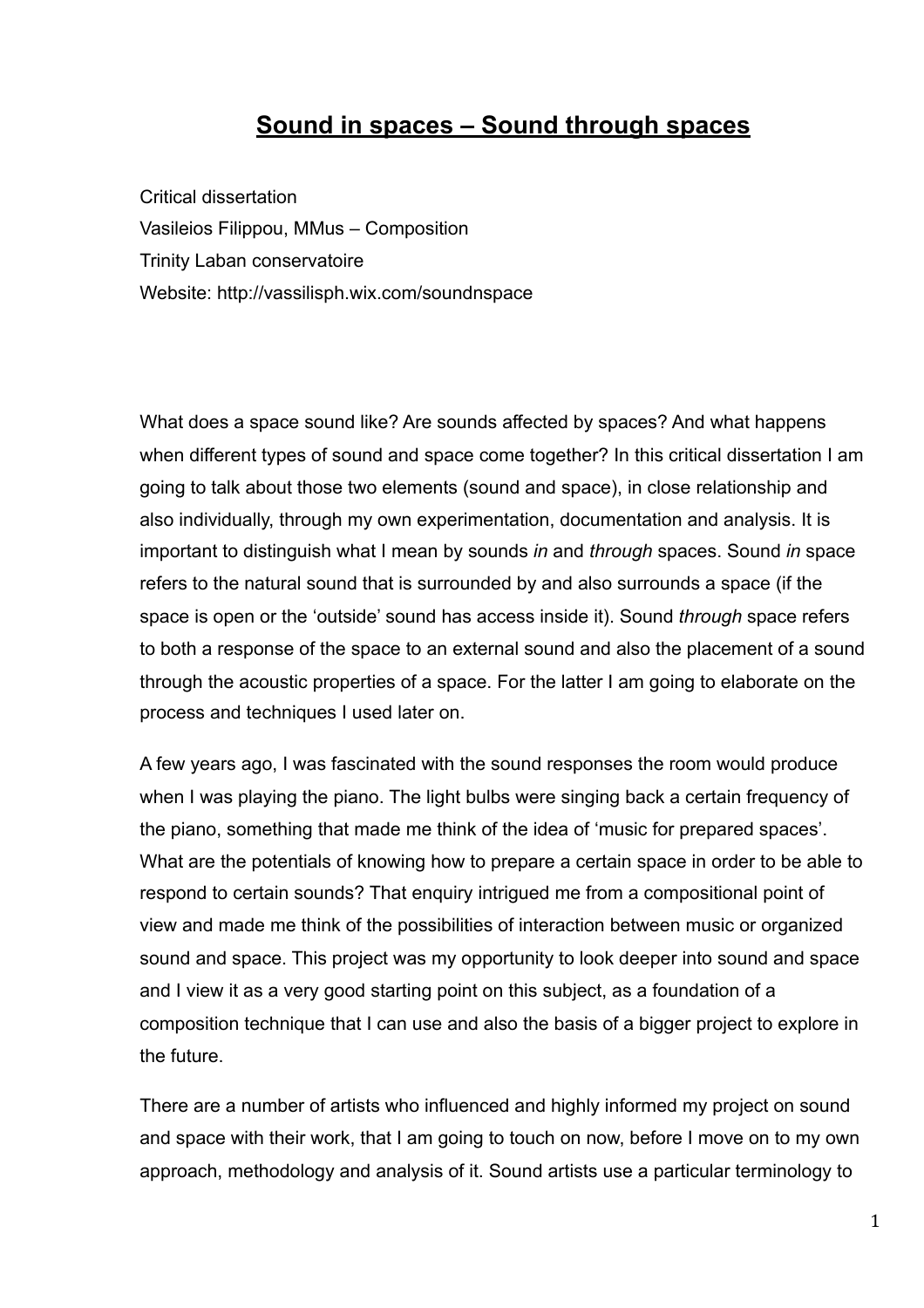# Sound in spaces – Sound through spaces

Critical dissertation
Vasileios Filippou, MMus – Composition
Trinity Laban conservatoire
Website: http://vassilisph.wix.com/soundnspace

What does a space sound like? Are sounds affected by spaces? And what happens when different types of sound and space come together? In this critical dissertation I am going to talk about those two elements (sound and space), in close relationship and also individually, through my own experimentation, documentation and analysis. It is important to distinguish what I mean by sounds *in* and *through* spaces. Sound *in* space refers to the natural sound that is surrounded by and also surrounds a space (if the space is open or the 'outside' sound has access inside it). Sound *through* space refers to both a response of the space to an external sound and also the placement of a sound through the acoustic properties of a space. For the latter I am going to elaborate on the process and techniques I used later on.

A few years ago, I was fascinated with the sound responses the room would produce when I was playing the piano. The light bulbs were singing back a certain frequency of the piano, something that made me think of the idea of 'music for prepared spaces'. What are the potentials of knowing how to prepare a certain space in order to be able to respond to certain sounds? That enquiry intrigued me from a compositional point of view and made me think of the possibilities of interaction between music or organized sound and space. This project was my opportunity to look deeper into sound and space and I view it as a very good starting point on this subject, as a foundation of a composition technique that I can use and also the basis of a bigger project to explore in the future.

There are a number of artists who influenced and highly informed my project on sound and space with their work, that I am going to touch on now, before I move on to my own approach, methodology and analysis of it. Sound artists use a particular terminology to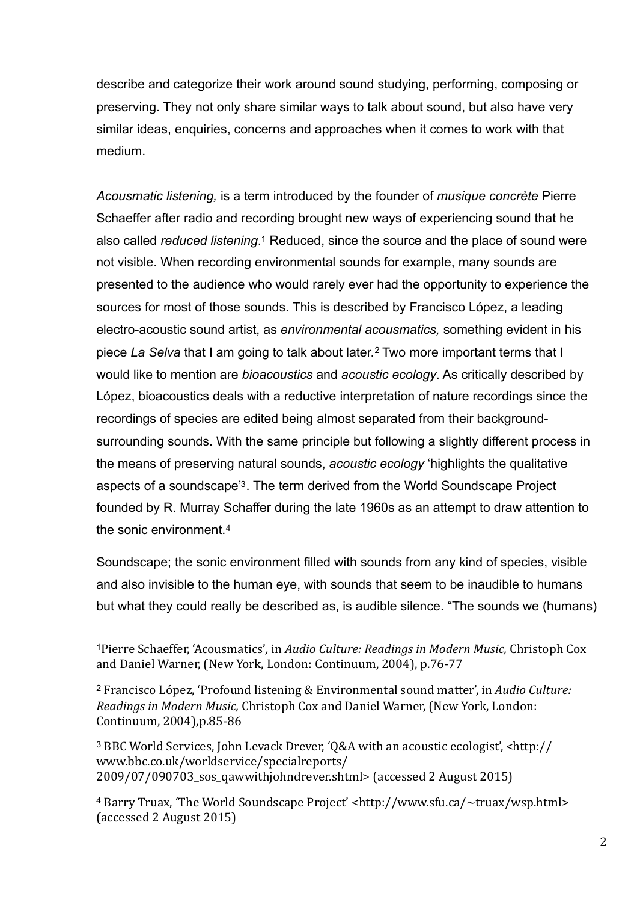describe and categorize their work around sound studying, performing, composing or preserving. They not only share similar ways to talk about sound, but also have very similar ideas, enquiries, concerns and approaches when it comes to work with that medium.

*Acousmatic listening,* is a term introduced by the founder of *musique concrète* Pierre Schaeffer after radio and recording brought new ways of experiencing sound that he also called *reduced listening*.[1] Reduced, since the source and the place of sound were not visible. When recording environmental sounds for example, many sounds are presented to the audience who would rarely ever had the opportunity to experience the sources for most of those sounds. This is described by Francisco López, a leading electro-acoustic sound artist, as *environmental acousmatics,* something evident in his piece *La Selva* that I am going to talk about later.[2] Two more important terms that I would like to mention are *bioacoustics* and *acoustic ecology*. As critically described by López, bioacoustics deals with a reductive interpretation of nature recordings since the recordings of species are edited being almost separated from their background-surrounding sounds. With the same principle but following a slightly different process in the means of preserving natural sounds, *acoustic ecology* 'highlights the qualitative aspects of a soundscape'[3]. The term derived from the World Soundscape Project founded by R. Murray Schaffer during the late 1960s as an attempt to draw attention to the sonic environment.[4]

Soundscape; the sonic environment filled with sounds from any kind of species, visible and also invisible to the human eye, with sounds that seem to be inaudible to humans but what they could really be described as, is audible silence. "The sounds we (humans)

---

[1] Pierre Schaeffer, 'Acousmatics', in *Audio Culture: Readings in Modern Music,* Christoph Cox and Daniel Warner, (New York, London: Continuum, 2004), p.76-77

[2] Francisco López, 'Profound listening & Environmental sound matter', in *Audio Culture: Readings in Modern Music,* Christoph Cox and Daniel Warner, (New York, London: Continuum, 2004),p.85-86

[3] BBC World Services, John Levack Drever, 'Q&A with an acoustic ecologist', <http://www.bbc.co.uk/worldservice/specialreports/2009/07/090703_sos_qawwithjohndrever.shtml> (accessed 2 August 2015)

[4] Barry Truax, 'The World Soundscape Project' <http://www.sfu.ca/~truax/wsp.html> (accessed 2 August 2015)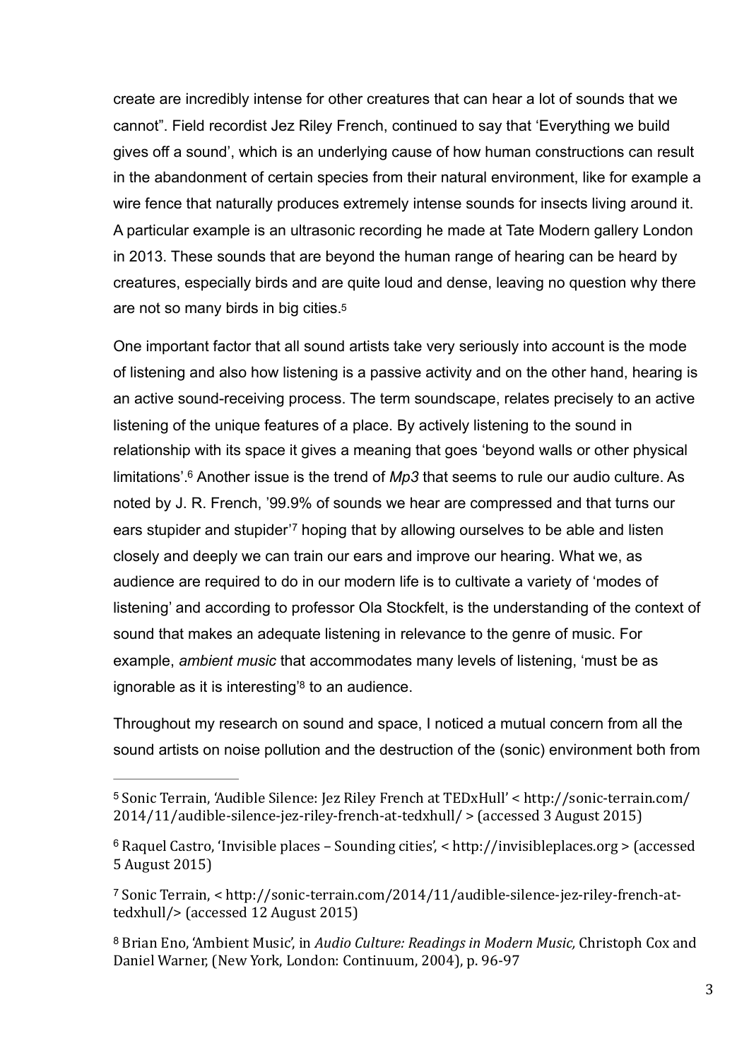create are incredibly intense for other creatures that can hear a lot of sounds that we cannot". Field recordist Jez Riley French, continued to say that 'Everything we build gives off a sound', which is an underlying cause of how human constructions can result in the abandonment of certain species from their natural environment, like for example a wire fence that naturally produces extremely intense sounds for insects living around it. A particular example is an ultrasonic recording he made at Tate Modern gallery London in 2013. These sounds that are beyond the human range of hearing can be heard by creatures, especially birds and are quite loud and dense, leaving no question why there are not so many birds in big cities.[5]

One important factor that all sound artists take very seriously into account is the mode of listening and also how listening is a passive activity and on the other hand, hearing is an active sound-receiving process. The term soundscape, relates precisely to an active listening of the unique features of a place. By actively listening to the sound in relationship with its space it gives a meaning that goes 'beyond walls or other physical limitations'.[6] Another issue is the trend of *Mp3* that seems to rule our audio culture. As noted by J. R. French, '99.9% of sounds we hear are compressed and that turns our ears stupider and stupider'[7] hoping that by allowing ourselves to be able and listen closely and deeply we can train our ears and improve our hearing. What we, as audience are required to do in our modern life is to cultivate a variety of 'modes of listening' and according to professor Ola Stockfelt, is the understanding of the context of sound that makes an adequate listening in relevance to the genre of music. For example, *ambient music* that accommodates many levels of listening, 'must be as ignorable as it is interesting'[8] to an audience.

Throughout my research on sound and space, I noticed a mutual concern from all the sound artists on noise pollution and the destruction of the (sonic) environment both from

---

[5] Sonic Terrain, 'Audible Silence: Jez Riley French at TEDxHull' < http://sonic-terrain.com/2014/11/audible-silence-jez-riley-french-at-tedxhull/ > (accessed 3 August 2015)

[6] Raquel Castro, 'Invisible places – Sounding cities', < http://invisibleplaces.org > (accessed 5 August 2015)

[7] Sonic Terrain, < http://sonic-terrain.com/2014/11/audible-silence-jez-riley-french-at-tedxhull/> (accessed 12 August 2015)

[8] Brian Eno, 'Ambient Music', in *Audio Culture: Readings in Modern Music,* Christoph Cox and Daniel Warner, (New York, London: Continuum, 2004), p. 96-97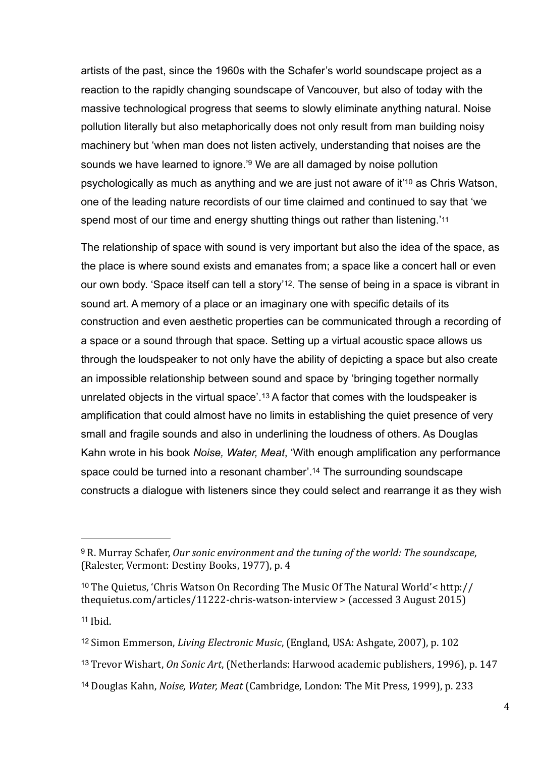artists of the past, since the 1960s with the Schafer's world soundscape project as a reaction to the rapidly changing soundscape of Vancouver, but also of today with the massive technological progress that seems to slowly eliminate anything natural. Noise pollution literally but also metaphorically does not only result from man building noisy machinery but 'when man does not listen actively, understanding that noises are the sounds we have learned to ignore.'[9] We are all damaged by noise pollution psychologically as much as anything and we are just not aware of it'[10] as Chris Watson, one of the leading nature recordists of our time claimed and continued to say that 'we spend most of our time and energy shutting things out rather than listening.'[11]

The relationship of space with sound is very important but also the idea of the space, as the place is where sound exists and emanates from; a space like a concert hall or even our own body. 'Space itself can tell a story'[12]. The sense of being in a space is vibrant in sound art. A memory of a place or an imaginary one with specific details of its construction and even aesthetic properties can be communicated through a recording of a space or a sound through that space. Setting up a virtual acoustic space allows us through the loudspeaker to not only have the ability of depicting a space but also create an impossible relationship between sound and space by 'bringing together normally unrelated objects in the virtual space'.[13] A factor that comes with the loudspeaker is amplification that could almost have no limits in establishing the quiet presence of very small and fragile sounds and also in underlining the loudness of others. As Douglas Kahn wrote in his book *Noise, Water, Meat*, 'With enough amplification any performance space could be turned into a resonant chamber'.[14] The surrounding soundscape constructs a dialogue with listeners since they could select and rearrange it as they wish

---

[9] R. Murray Schafer, *Our sonic environment and the tuning of the world: The soundscape*, (Ralester, Vermont: Destiny Books, 1977), p. 4

[10] The Quietus, 'Chris Watson On Recording The Music Of The Natural World'< http://thequietus.com/articles/11222-chris-watson-interview > (accessed 3 August 2015)

[11] Ibid.

[12] Simon Emmerson, *Living Electronic Music*, (England, USA: Ashgate, 2007), p. 102

[13] Trevor Wishart, *On Sonic Art*, (Netherlands: Harwood academic publishers, 1996), p. 147

[14] Douglas Kahn, *Noise, Water, Meat* (Cambridge, London: The Mit Press, 1999), p. 233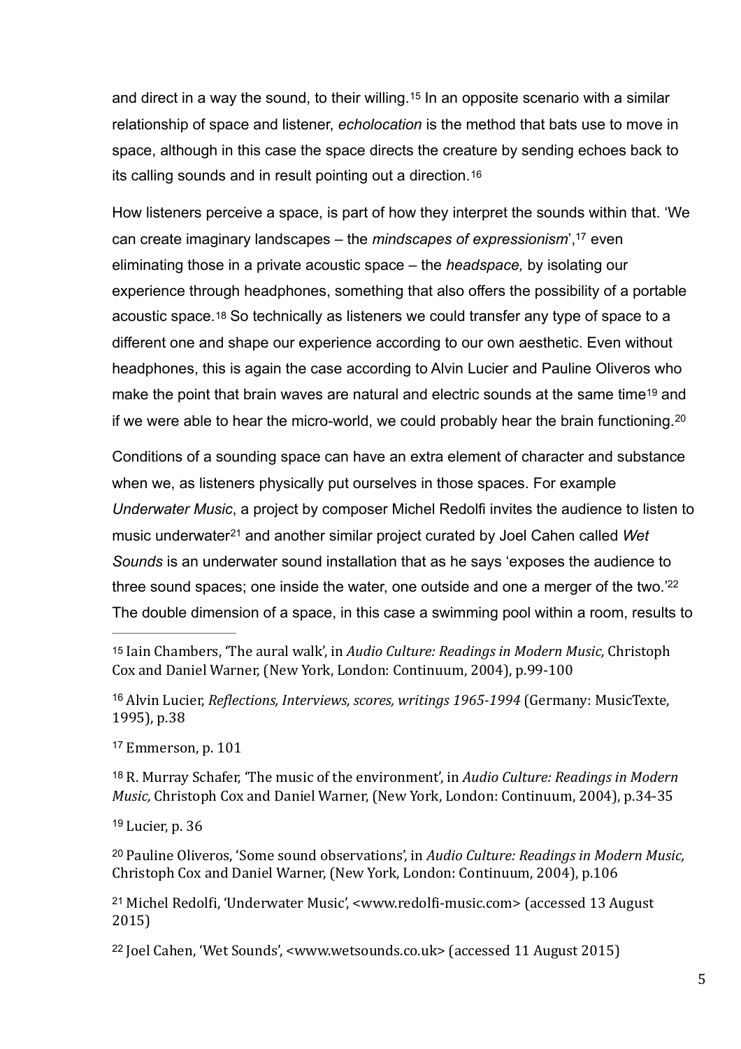and direct in a way the sound, to their willing.[15] In an opposite scenario with a similar relationship of space and listener, *echolocation* is the method that bats use to move in space, although in this case the space directs the creature by sending echoes back to its calling sounds and in result pointing out a direction.[16]

How listeners perceive a space, is part of how they interpret the sounds within that. 'We can create imaginary landscapes – the *mindscapes of expressionism*',[17] even eliminating those in a private acoustic space – the *headspace,* by isolating our experience through headphones, something that also offers the possibility of a portable acoustic space.[18] So technically as listeners we could transfer any type of space to a different one and shape our experience according to our own aesthetic. Even without headphones, this is again the case according to Alvin Lucier and Pauline Oliveros who make the point that brain waves are natural and electric sounds at the same time[19] and if we were able to hear the micro-world, we could probably hear the brain functioning.[20]

Conditions of a sounding space can have an extra element of character and substance when we, as listeners physically put ourselves in those spaces. For example *Underwater Music*, a project by composer Michel Redolfi invites the audience to listen to music underwater[21] and another similar project curated by Joel Cahen called *Wet Sounds* is an underwater sound installation that as he says 'exposes the audience to three sound spaces; one inside the water, one outside and one a merger of the two.'[22] The double dimension of a space, in this case a swimming pool within a room, results to

---

[15] Iain Chambers, 'The aural walk', in *Audio Culture: Readings in Modern Music,* Christoph Cox and Daniel Warner, (New York, London: Continuum, 2004), p.99-100

[16] Alvin Lucier, *Reflections, Interviews, scores, writings 1965-1994* (Germany: MusicTexte, 1995), p.38

[17] Emmerson, p. 101

[18] R. Murray Schafer, 'The music of the environment', in *Audio Culture: Readings in Modern Music,* Christoph Cox and Daniel Warner, (New York, London: Continuum, 2004), p.34-35

[19] Lucier, p. 36

[20] Pauline Oliveros, 'Some sound observations', in *Audio Culture: Readings in Modern Music,* Christoph Cox and Daniel Warner, (New York, London: Continuum, 2004), p.106

[21] Michel Redolfi, 'Underwater Music', <www.redolfi-music.com> (accessed 13 August 2015)

[22] Joel Cahen, 'Wet Sounds', <www.wetsounds.co.uk> (accessed 11 August 2015)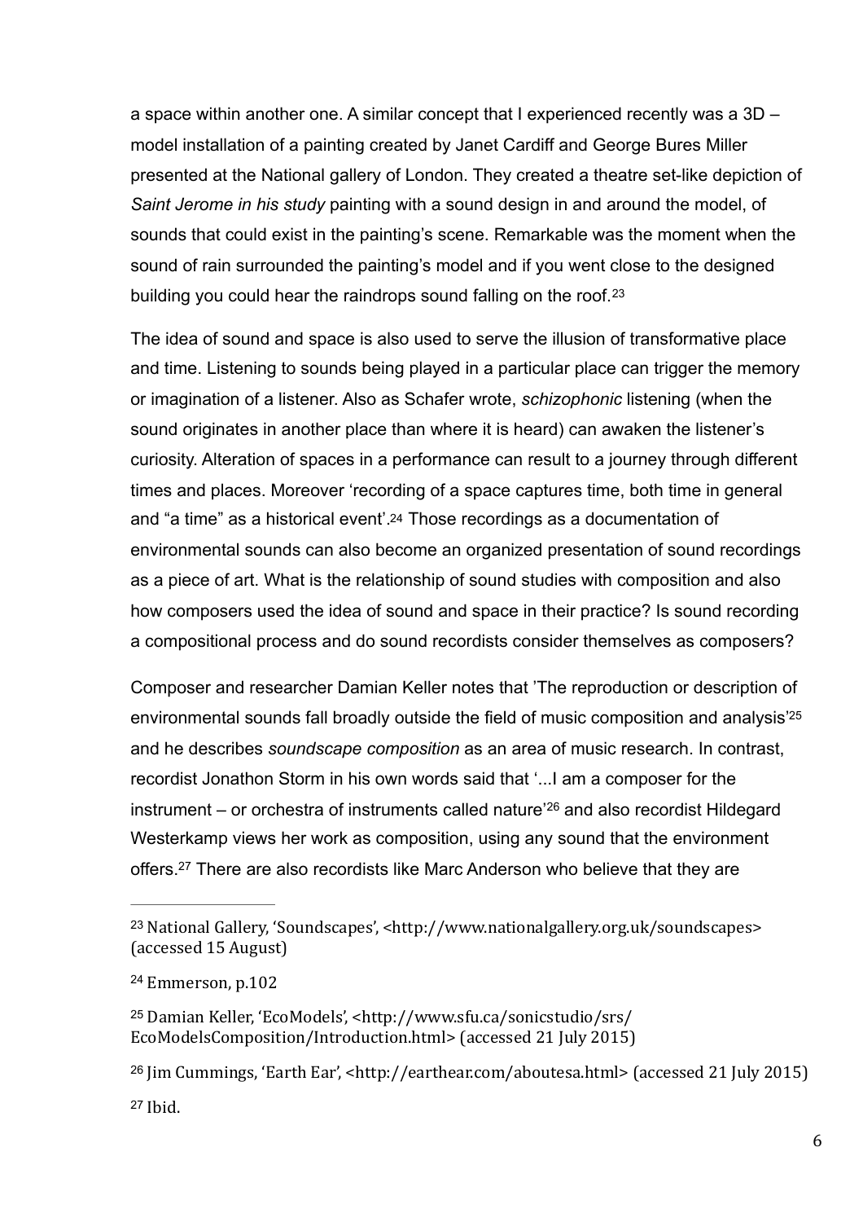a space within another one. A similar concept that I experienced recently was a 3D – model installation of a painting created by Janet Cardiff and George Bures Miller presented at the National gallery of London. They created a theatre set-like depiction of *Saint Jerome in his study* painting with a sound design in and around the model, of sounds that could exist in the painting's scene. Remarkable was the moment when the sound of rain surrounded the painting's model and if you went close to the designed building you could hear the raindrops sound falling on the roof.[23]

The idea of sound and space is also used to serve the illusion of transformative place and time. Listening to sounds being played in a particular place can trigger the memory or imagination of a listener. Also as Schafer wrote, *schizophonic* listening (when the sound originates in another place than where it is heard) can awaken the listener's curiosity. Alteration of spaces in a performance can result to a journey through different times and places. Moreover 'recording of a space captures time, both time in general and "a time" as a historical event'.[24] Those recordings as a documentation of environmental sounds can also become an organized presentation of sound recordings as a piece of art. What is the relationship of sound studies with composition and also how composers used the idea of sound and space in their practice? Is sound recording a compositional process and do sound recordists consider themselves as composers?

Composer and researcher Damian Keller notes that 'The reproduction or description of environmental sounds fall broadly outside the field of music composition and analysis'[25] and he describes *soundscape composition* as an area of music research. In contrast, recordist Jonathon Storm in his own words said that '...I am a composer for the instrument – or orchestra of instruments called nature'[26] and also recordist Hildegard Westerkamp views her work as composition, using any sound that the environment offers.[27] There are also recordists like Marc Anderson who believe that they are

---

[23] National Gallery, 'Soundscapes', <http://www.nationalgallery.org.uk/soundscapes> (accessed 15 August)

[24] Emmerson, p.102

[25] Damian Keller, 'EcoModels', <http://www.sfu.ca/sonicstudio/srs/EcoModelsComposition/Introduction.html> (accessed 21 July 2015)

[26] Jim Cummings, 'Earth Ear', <http://earthear.com/aboutesa.html> (accessed 21 July 2015)

[27] Ibid.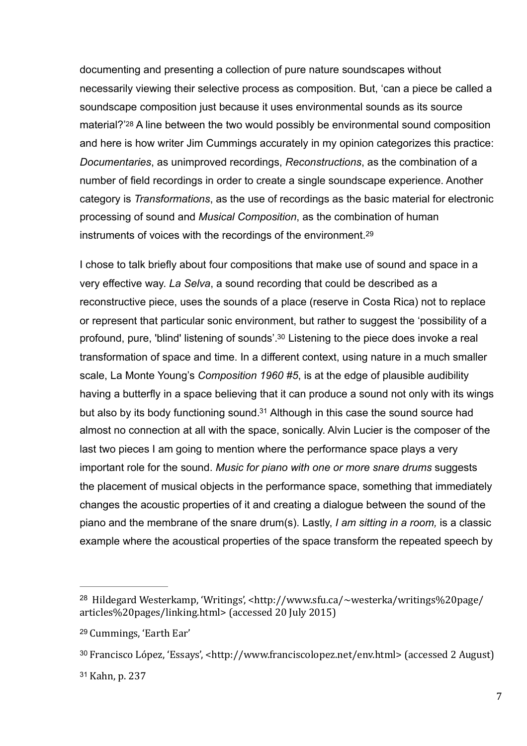documenting and presenting a collection of pure nature soundscapes without necessarily viewing their selective process as composition. But, 'can a piece be called a soundscape composition just because it uses environmental sounds as its source material?'[28] A line between the two would possibly be environmental sound composition and here is how writer Jim Cummings accurately in my opinion categorizes this practice: *Documentaries*, as unimproved recordings, *Reconstructions*, as the combination of a number of field recordings in order to create a single soundscape experience. Another category is *Transformations*, as the use of recordings as the basic material for electronic processing of sound and *Musical Composition*, as the combination of human instruments of voices with the recordings of the environment.[29]

I chose to talk briefly about four compositions that make use of sound and space in a very effective way. *La Selva*, a sound recording that could be described as a reconstructive piece, uses the sounds of a place (reserve in Costa Rica) not to replace or represent that particular sonic environment, but rather to suggest the 'possibility of a profound, pure, 'blind' listening of sounds'.[30] Listening to the piece does invoke a real transformation of space and time. In a different context, using nature in a much smaller scale, La Monte Young's *Composition 1960 #5*, is at the edge of plausible audibility having a butterfly in a space believing that it can produce a sound not only with its wings but also by its body functioning sound.[31] Although in this case the sound source had almost no connection at all with the space, sonically. Alvin Lucier is the composer of the last two pieces I am going to mention where the performance space plays a very important role for the sound. *Music for piano with one or more snare drums* suggests the placement of musical objects in the performance space, something that immediately changes the acoustic properties of it and creating a dialogue between the sound of the piano and the membrane of the snare drum(s). Lastly, *I am sitting in a room,* is a classic example where the acoustical properties of the space transform the repeated speech by

---

[28] Hildegard Westerkamp, 'Writings', <http://www.sfu.ca/~westerka/writings%20page/articles%20pages/linking.html> (accessed 20 July 2015)

[29] Cummings, 'Earth Ear'

[30] Francisco López, 'Essays', <http://www.franciscolopez.net/env.html> (accessed 2 August)

[31] Kahn, p. 237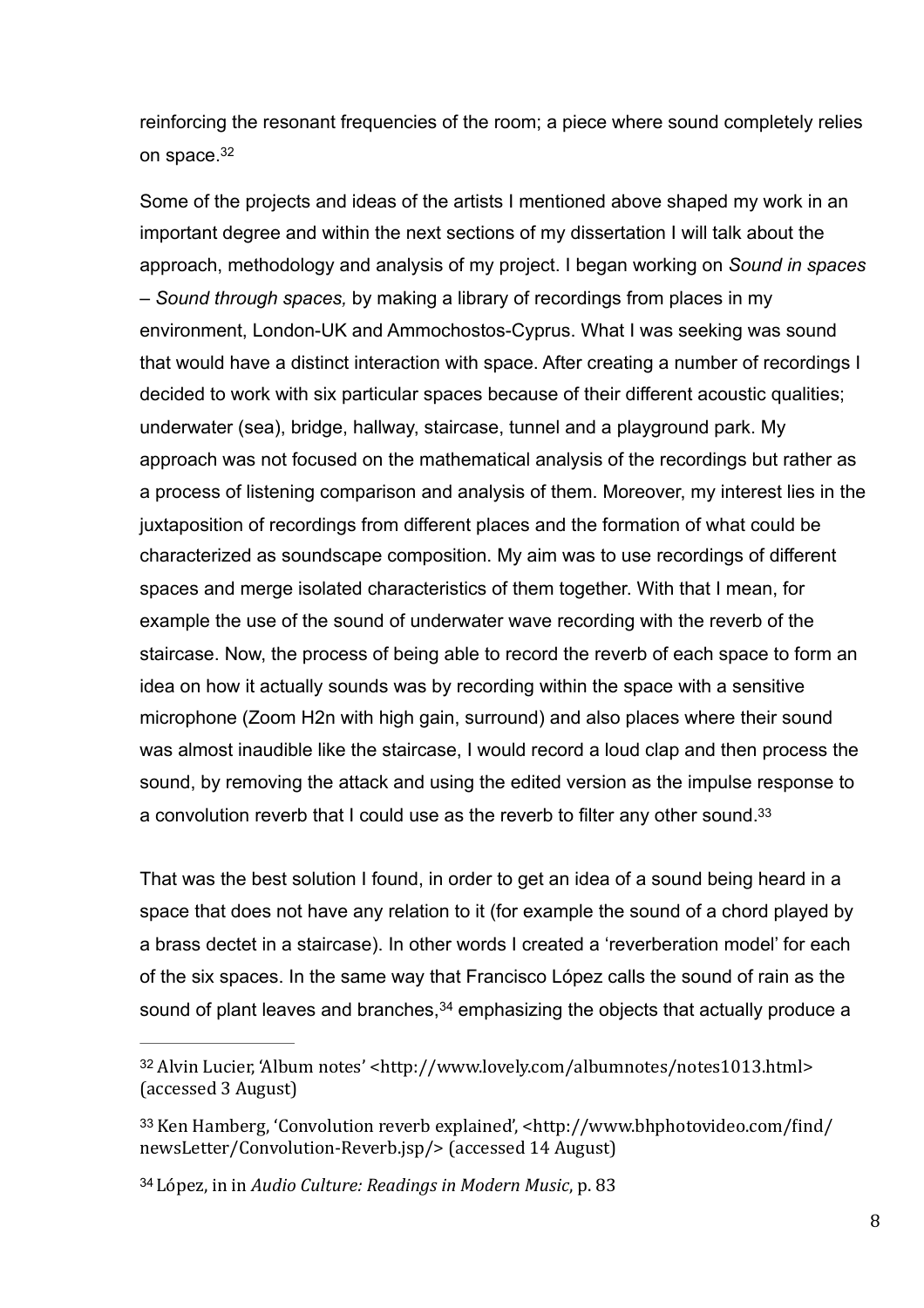reinforcing the resonant frequencies of the room; a piece where sound completely relies on space.[32]

Some of the projects and ideas of the artists I mentioned above shaped my work in an important degree and within the next sections of my dissertation I will talk about the approach, methodology and analysis of my project. I began working on *Sound in spaces – Sound through spaces,* by making a library of recordings from places in my environment, London-UK and Ammochostos-Cyprus. What I was seeking was sound that would have a distinct interaction with space. After creating a number of recordings I decided to work with six particular spaces because of their different acoustic qualities; underwater (sea), bridge, hallway, staircase, tunnel and a playground park. My approach was not focused on the mathematical analysis of the recordings but rather as a process of listening comparison and analysis of them. Moreover, my interest lies in the juxtaposition of recordings from different places and the formation of what could be characterized as soundscape composition. My aim was to use recordings of different spaces and merge isolated characteristics of them together. With that I mean, for example the use of the sound of underwater wave recording with the reverb of the staircase. Now, the process of being able to record the reverb of each space to form an idea on how it actually sounds was by recording within the space with a sensitive microphone (Zoom H2n with high gain, surround) and also places where their sound was almost inaudible like the staircase, I would record a loud clap and then process the sound, by removing the attack and using the edited version as the impulse response to a convolution reverb that I could use as the reverb to filter any other sound.[33]

That was the best solution I found, in order to get an idea of a sound being heard in a space that does not have any relation to it (for example the sound of a chord played by a brass dectet in a staircase). In other words I created a 'reverberation model' for each of the six spaces. In the same way that Francisco López calls the sound of rain as the sound of plant leaves and branches,[34] emphasizing the objects that actually produce a

---

[32] Alvin Lucier, 'Album notes' <http://www.lovely.com/albumnotes/notes1013.html> (accessed 3 August)

[33] Ken Hamberg, 'Convolution reverb explained', <http://www.bhphotovideo.com/find/newsLetter/Convolution-Reverb.jsp/> (accessed 14 August)

[34] López, in in *Audio Culture: Readings in Modern Music*, p. 83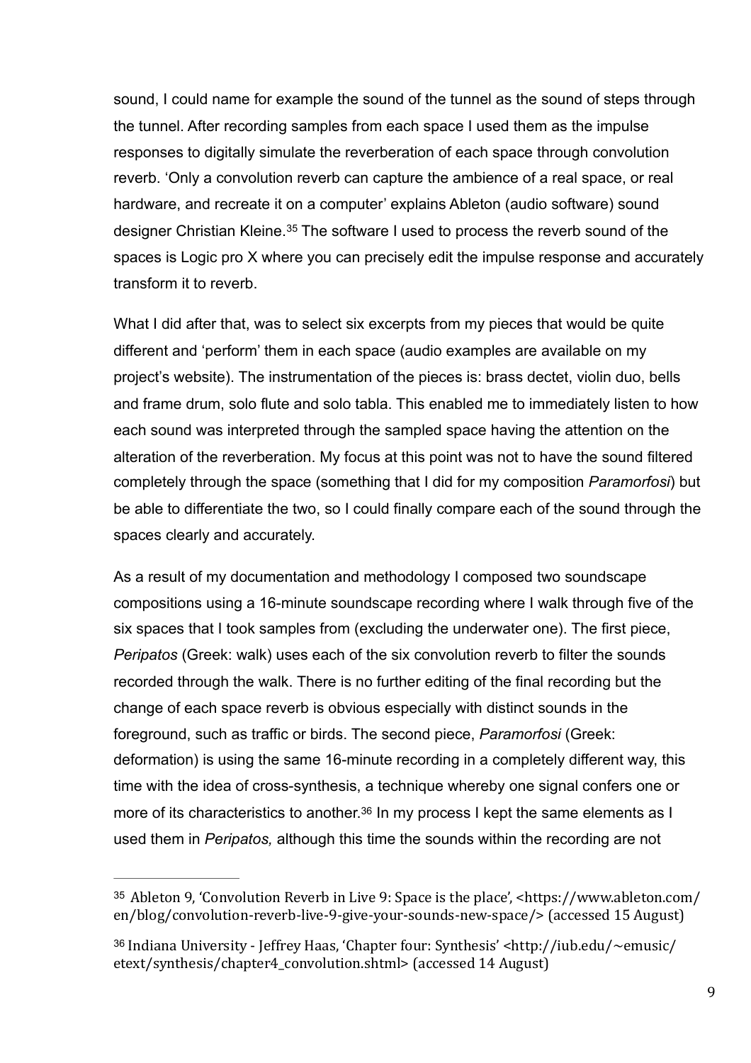sound, I could name for example the sound of the tunnel as the sound of steps through the tunnel. After recording samples from each space I used them as the impulse responses to digitally simulate the reverberation of each space through convolution reverb. 'Only a convolution reverb can capture the ambience of a real space, or real hardware, and recreate it on a computer' explains Ableton (audio software) sound designer Christian Kleine.[35] The software I used to process the reverb sound of the spaces is Logic pro X where you can precisely edit the impulse response and accurately transform it to reverb.

What I did after that, was to select six excerpts from my pieces that would be quite different and 'perform' them in each space (audio examples are available on my project's website). The instrumentation of the pieces is: brass dectet, violin duo, bells and frame drum, solo flute and solo tabla. This enabled me to immediately listen to how each sound was interpreted through the sampled space having the attention on the alteration of the reverberation. My focus at this point was not to have the sound filtered completely through the space (something that I did for my composition *Paramorfosi*) but be able to differentiate the two, so I could finally compare each of the sound through the spaces clearly and accurately.

As a result of my documentation and methodology I composed two soundscape compositions using a 16-minute soundscape recording where I walk through five of the six spaces that I took samples from (excluding the underwater one). The first piece, *Peripatos* (Greek: walk) uses each of the six convolution reverb to filter the sounds recorded through the walk. There is no further editing of the final recording but the change of each space reverb is obvious especially with distinct sounds in the foreground, such as traffic or birds. The second piece, *Paramorfosi* (Greek: deformation) is using the same 16-minute recording in a completely different way, this time with the idea of cross-synthesis, a technique whereby one signal confers one or more of its characteristics to another.[36] In my process I kept the same elements as I used them in *Peripatos,* although this time the sounds within the recording are not

---

[35] Ableton 9, 'Convolution Reverb in Live 9: Space is the place', <https://www.ableton.com/en/blog/convolution-reverb-live-9-give-your-sounds-new-space/> (accessed 15 August)

[36] Indiana University - Jeffrey Haas, 'Chapter four: Synthesis' <http://iub.edu/~emusic/etext/synthesis/chapter4_convolution.shtml> (accessed 14 August)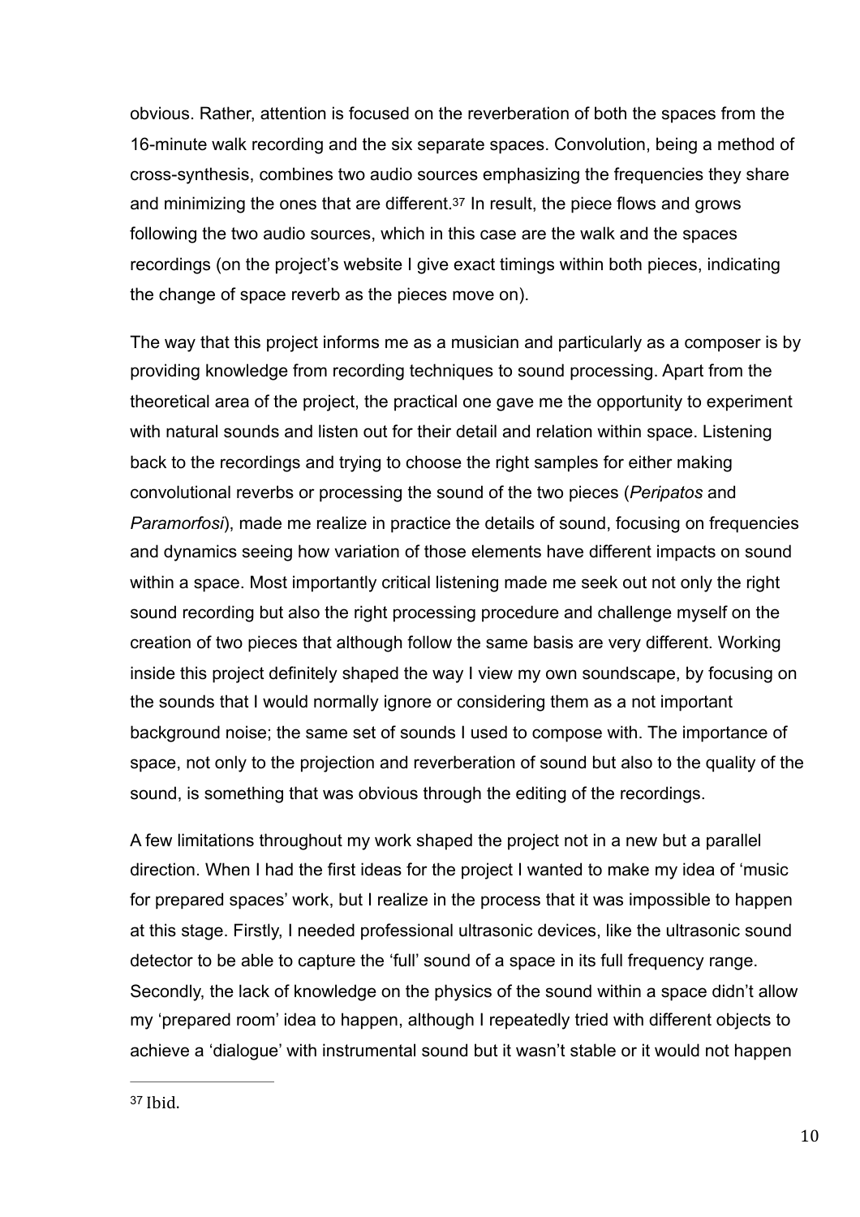obvious. Rather, attention is focused on the reverberation of both the spaces from the 16-minute walk recording and the six separate spaces. Convolution, being a method of cross-synthesis, combines two audio sources emphasizing the frequencies they share and minimizing the ones that are different.[37] In result, the piece flows and grows following the two audio sources, which in this case are the walk and the spaces recordings (on the project's website I give exact timings within both pieces, indicating the change of space reverb as the pieces move on).

The way that this project informs me as a musician and particularly as a composer is by providing knowledge from recording techniques to sound processing. Apart from the theoretical area of the project, the practical one gave me the opportunity to experiment with natural sounds and listen out for their detail and relation within space. Listening back to the recordings and trying to choose the right samples for either making convolutional reverbs or processing the sound of the two pieces (*Peripatos* and *Paramorfosi*), made me realize in practice the details of sound, focusing on frequencies and dynamics seeing how variation of those elements have different impacts on sound within a space. Most importantly critical listening made me seek out not only the right sound recording but also the right processing procedure and challenge myself on the creation of two pieces that although follow the same basis are very different. Working inside this project definitely shaped the way I view my own soundscape, by focusing on the sounds that I would normally ignore or considering them as a not important background noise; the same set of sounds I used to compose with. The importance of space, not only to the projection and reverberation of sound but also to the quality of the sound, is something that was obvious through the editing of the recordings.

A few limitations throughout my work shaped the project not in a new but a parallel direction. When I had the first ideas for the project I wanted to make my idea of 'music for prepared spaces' work, but I realize in the process that it was impossible to happen at this stage. Firstly, I needed professional ultrasonic devices, like the ultrasonic sound detector to be able to capture the 'full' sound of a space in its full frequency range. Secondly, the lack of knowledge on the physics of the sound within a space didn't allow my 'prepared room' idea to happen, although I repeatedly tried with different objects to achieve a 'dialogue' with instrumental sound but it wasn't stable or it would not happen

---

[37] Ibid.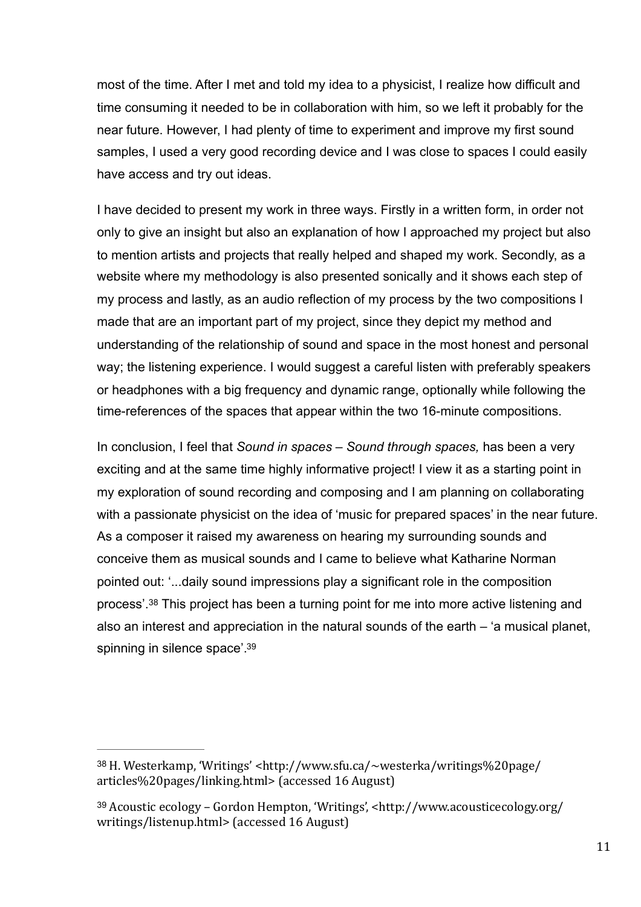most of the time. After I met and told my idea to a physicist, I realize how difficult and time consuming it needed to be in collaboration with him, so we left it probably for the near future. However, I had plenty of time to experiment and improve my first sound samples, I used a very good recording device and I was close to spaces I could easily have access and try out ideas.

I have decided to present my work in three ways. Firstly in a written form, in order not only to give an insight but also an explanation of how I approached my project but also to mention artists and projects that really helped and shaped my work. Secondly, as a website where my methodology is also presented sonically and it shows each step of my process and lastly, as an audio reflection of my process by the two compositions I made that are an important part of my project, since they depict my method and understanding of the relationship of sound and space in the most honest and personal way; the listening experience. I would suggest a careful listen with preferably speakers or headphones with a big frequency and dynamic range, optionally while following the time-references of the spaces that appear within the two 16-minute compositions.

In conclusion, I feel that *Sound in spaces – Sound through spaces,* has been a very exciting and at the same time highly informative project! I view it as a starting point in my exploration of sound recording and composing and I am planning on collaborating with a passionate physicist on the idea of 'music for prepared spaces' in the near future. As a composer it raised my awareness on hearing my surrounding sounds and conceive them as musical sounds and I came to believe what Katharine Norman pointed out: '...daily sound impressions play a significant role in the composition process'.[38] This project has been a turning point for me into more active listening and also an interest and appreciation in the natural sounds of the earth – 'a musical planet, spinning in silence space'.[39]

---

[38] H. Westerkamp, 'Writings' <http://www.sfu.ca/~westerka/writings%20page/articles%20pages/linking.html> (accessed 16 August)

[39] Acoustic ecology – Gordon Hempton, 'Writings', <http://www.acousticecology.org/writings/listenup.html> (accessed 16 August)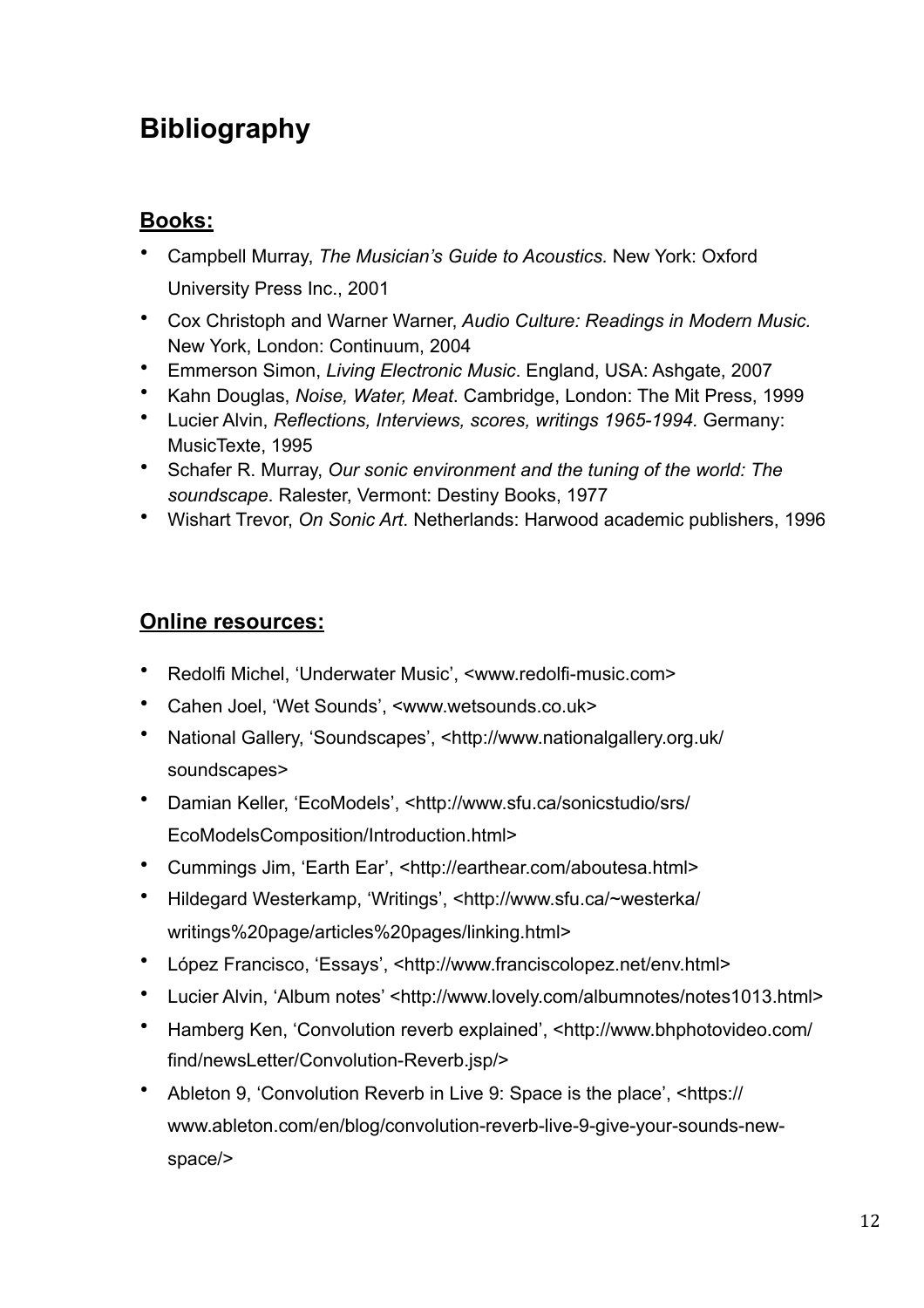# Bibliography

## Books:

- Campbell Murray, *The Musician's Guide to Acoustics.* New York: Oxford University Press Inc., 2001
- Cox Christoph and Warner Warner, *Audio Culture: Readings in Modern Music.* New York, London: Continuum, 2004
- Emmerson Simon, *Living Electronic Music*. England, USA: Ashgate, 2007
- Kahn Douglas, *Noise, Water, Meat*. Cambridge, London: The Mit Press, 1999
- Lucier Alvin, *Reflections, Interviews, scores, writings 1965-1994.* Germany: MusicTexte, 1995
- Schafer R. Murray, *Our sonic environment and the tuning of the world: The soundscape*. Ralester, Vermont: Destiny Books, 1977
- Wishart Trevor, *On Sonic Art*. Netherlands: Harwood academic publishers, 1996

## Online resources:

- Redolfi Michel, 'Underwater Music', <www.redolfi-music.com>
- Cahen Joel, 'Wet Sounds', <www.wetsounds.co.uk>
- National Gallery, 'Soundscapes', <http://www.nationalgallery.org.uk/soundscapes>
- Damian Keller, 'EcoModels', <http://www.sfu.ca/sonicstudio/srs/EcoModelsComposition/Introduction.html>
- Cummings Jim, 'Earth Ear', <http://earthear.com/aboutesa.html>
- Hildegard Westerkamp, 'Writings', <http://www.sfu.ca/~westerka/writings%20page/articles%20pages/linking.html>
- López Francisco, 'Essays', <http://www.franciscolopez.net/env.html>
- Lucier Alvin, 'Album notes' <http://www.lovely.com/albumnotes/notes1013.html>
- Hamberg Ken, 'Convolution reverb explained', <http://www.bhphotovideo.com/find/newsLetter/Convolution-Reverb.jsp/>
- Ableton 9, 'Convolution Reverb in Live 9: Space is the place', <https://www.ableton.com/en/blog/convolution-reverb-live-9-give-your-sounds-new-space/>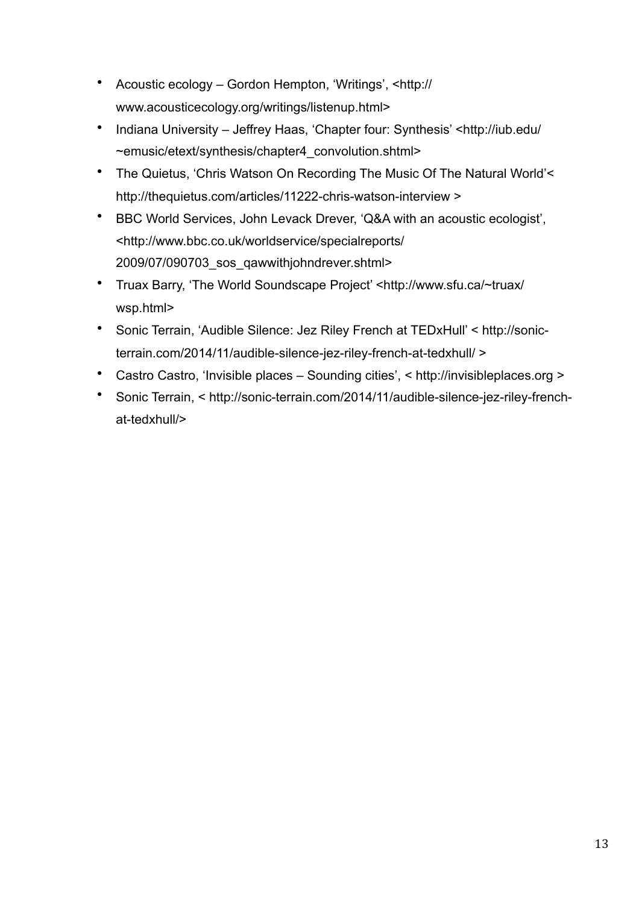- Acoustic ecology – Gordon Hempton, 'Writings', <http://www.acousticecology.org/writings/listenup.html>
- Indiana University – Jeffrey Haas, 'Chapter four: Synthesis' <http://iub.edu/~emusic/etext/synthesis/chapter4_convolution.shtml>
- The Quietus, 'Chris Watson On Recording The Music Of The Natural World'< http://thequietus.com/articles/11222-chris-watson-interview >
- BBC World Services, John Levack Drever, 'Q&A with an acoustic ecologist', <http://www.bbc.co.uk/worldservice/specialreports/2009/07/090703_sos_qawwithjohndrever.shtml>
- Truax Barry, 'The World Soundscape Project' <http://www.sfu.ca/~truax/wsp.html>
- Sonic Terrain, 'Audible Silence: Jez Riley French at TEDxHull' < http://sonic-terrain.com/2014/11/audible-silence-jez-riley-french-at-tedxhull/ >
- Castro Castro, 'Invisible places – Sounding cities', < http://invisibleplaces.org >
- Sonic Terrain, < http://sonic-terrain.com/2014/11/audible-silence-jez-riley-french-at-tedxhull/>